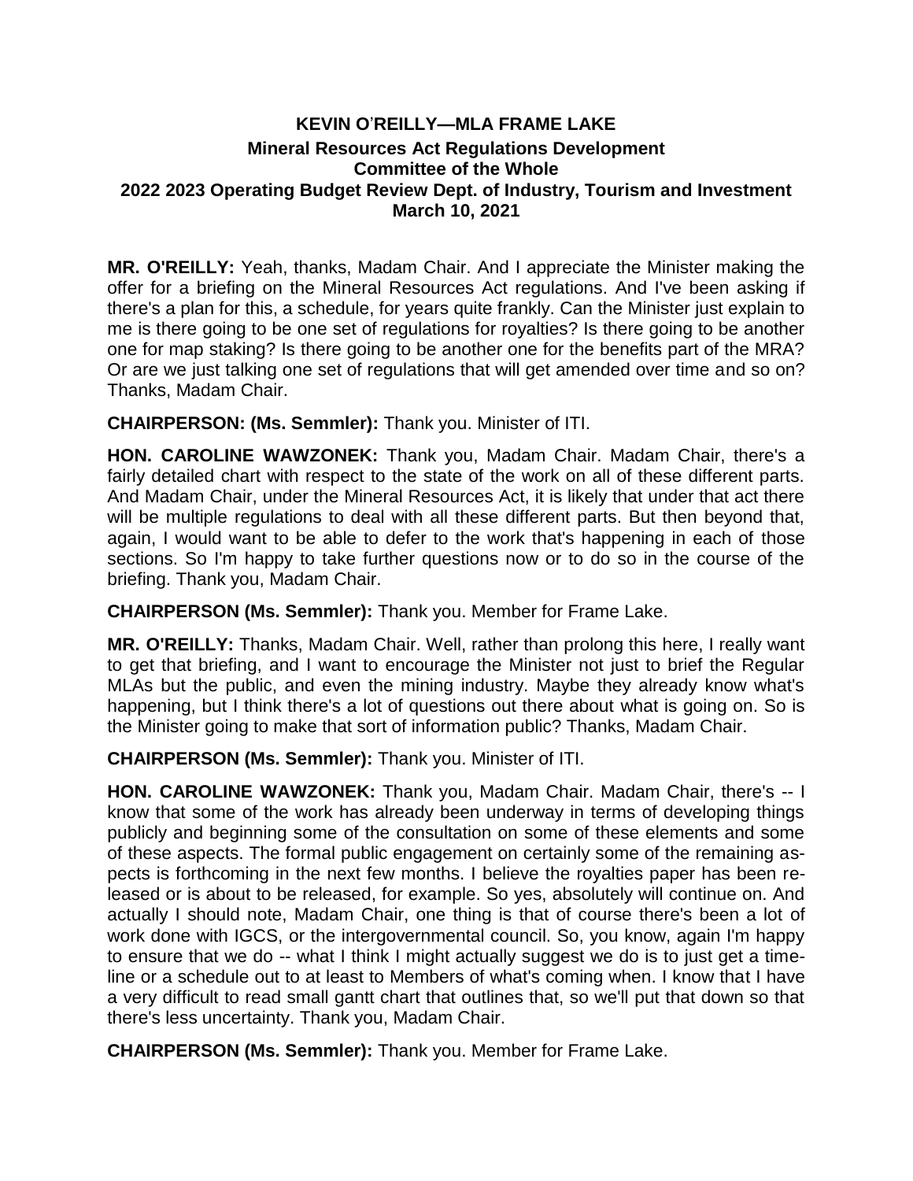# KEVIN O'REILLY—MLA FRAME LAKE

## Mineral Resources Act Regulations Development
## Committee of the Whole
## 2022 2023 Operating Budget Review Dept. of Industry, Tourism and Investment
## March 10, 2021

**MR. O'REILLY:** Yeah, thanks, Madam Chair. And I appreciate the Minister making the offer for a briefing on the Mineral Resources Act regulations. And I've been asking if there's a plan for this, a schedule, for years quite frankly. Can the Minister just explain to me is there going to be one set of regulations for royalties? Is there going to be another one for map staking? Is there going to be another one for the benefits part of the MRA? Or are we just talking one set of regulations that will get amended over time and so on? Thanks, Madam Chair.

**CHAIRPERSON: (Ms. Semmler):** Thank you. Minister of ITI.

**HON. CAROLINE WAWZONEK:** Thank you, Madam Chair. Madam Chair, there's a fairly detailed chart with respect to the state of the work on all of these different parts. And Madam Chair, under the Mineral Resources Act, it is likely that under that act there will be multiple regulations to deal with all these different parts. But then beyond that, again, I would want to be able to defer to the work that's happening in each of those sections. So I'm happy to take further questions now or to do so in the course of the briefing. Thank you, Madam Chair.

**CHAIRPERSON (Ms. Semmler):** Thank you. Member for Frame Lake.

**MR. O'REILLY:** Thanks, Madam Chair. Well, rather than prolong this here, I really want to get that briefing, and I want to encourage the Minister not just to brief the Regular MLAs but the public, and even the mining industry. Maybe they already know what's happening, but I think there's a lot of questions out there about what is going on. So is the Minister going to make that sort of information public? Thanks, Madam Chair.

**CHAIRPERSON (Ms. Semmler):** Thank you. Minister of ITI.

**HON. CAROLINE WAWZONEK:** Thank you, Madam Chair. Madam Chair, there's -- I know that some of the work has already been underway in terms of developing things publicly and beginning some of the consultation on some of these elements and some of these aspects. The formal public engagement on certainly some of the remaining aspects is forthcoming in the next few months. I believe the royalties paper has been released or is about to be released, for example. So yes, absolutely will continue on. And actually I should note, Madam Chair, one thing is that of course there's been a lot of work done with IGCS, or the intergovernmental council. So, you know, again I'm happy to ensure that we do -- what I think I might actually suggest we do is to just get a timeline or a schedule out to at least to Members of what's coming when. I know that I have a very difficult to read small gantt chart that outlines that, so we'll put that down so that there's less uncertainty. Thank you, Madam Chair.

**CHAIRPERSON (Ms. Semmler):** Thank you. Member for Frame Lake.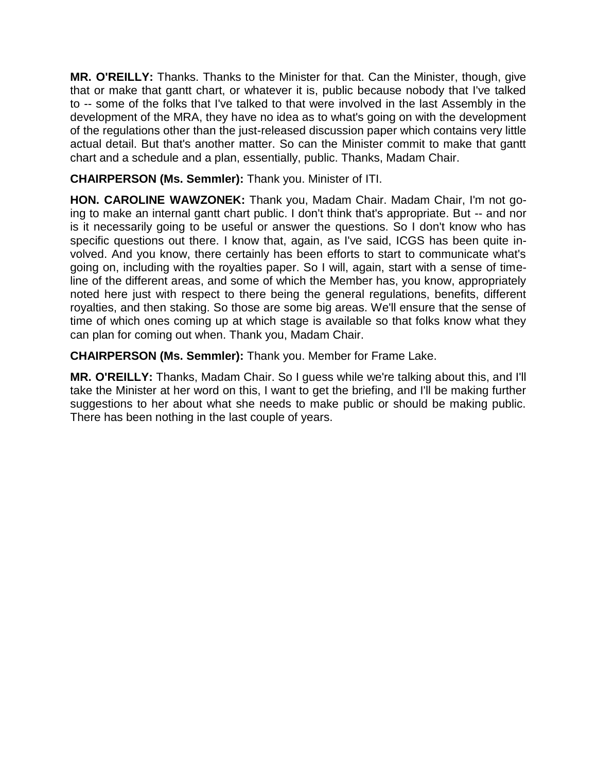**MR. O'REILLY:** Thanks. Thanks to the Minister for that. Can the Minister, though, give that or make that gantt chart, or whatever it is, public because nobody that I've talked to -- some of the folks that I've talked to that were involved in the last Assembly in the development of the MRA, they have no idea as to what's going on with the development of the regulations other than the just-released discussion paper which contains very little actual detail. But that's another matter. So can the Minister commit to make that gantt chart and a schedule and a plan, essentially, public. Thanks, Madam Chair.

**CHAIRPERSON (Ms. Semmler):** Thank you. Minister of ITI.

**HON. CAROLINE WAWZONEK:** Thank you, Madam Chair. Madam Chair, I'm not going to make an internal gantt chart public. I don't think that's appropriate. But -- and nor is it necessarily going to be useful or answer the questions. So I don't know who has specific questions out there. I know that, again, as I've said, ICGS has been quite involved. And you know, there certainly has been efforts to start to communicate what's going on, including with the royalties paper. So I will, again, start with a sense of timeline of the different areas, and some of which the Member has, you know, appropriately noted here just with respect to there being the general regulations, benefits, different royalties, and then staking. So those are some big areas. We'll ensure that the sense of time of which ones coming up at which stage is available so that folks know what they can plan for coming out when. Thank you, Madam Chair.

**CHAIRPERSON (Ms. Semmler):** Thank you. Member for Frame Lake.

**MR. O'REILLY:** Thanks, Madam Chair. So I guess while we're talking about this, and I'll take the Minister at her word on this, I want to get the briefing, and I'll be making further suggestions to her about what she needs to make public or should be making public. There has been nothing in the last couple of years.